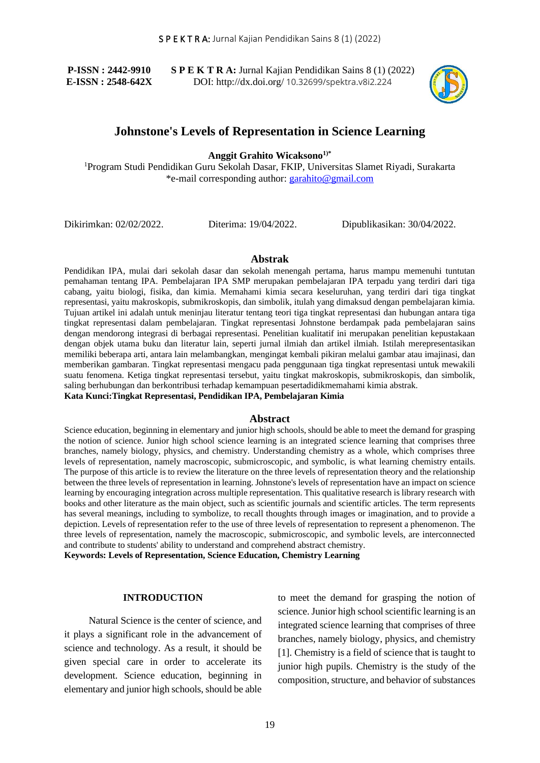**P-ISSN : 2442-9910** **S P E K T R A:** Jurnal Kajian Pendidikan Sains 8 (1) (2022)
**E-ISSN : 2548-642X** DOI: http://dx.doi.org/ 10.32699/spektra.v8i2.224

# Johnstone's Levels of Representation in Science Learning

**Anggit Grahito Wicaksono[1)*]**

[1]Program Studi Pendidikan Guru Sekolah Dasar, FKIP, Universitas Slamet Riyadi, Surakarta
*e-mail corresponding author: garahito@gmail.com

Dikirimkan: 02/02/2022. Diterima: 19/04/2022. Dipublikasikan: 30/04/2022.

## Abstrak

Pendidikan IPA, mulai dari sekolah dasar dan sekolah menengah pertama, harus mampu memenuhi tuntutan pemahaman tentang IPA. Pembelajaran IPA SMP merupakan pembelajaran IPA terpadu yang terdiri dari tiga cabang, yaitu biologi, fisika, dan kimia. Memahami kimia secara keseluruhan, yang terdiri dari tiga tingkat representasi, yaitu makroskopis, submikroskopis, dan simbolik, itulah yang dimaksud dengan pembelajaran kimia. Tujuan artikel ini adalah untuk meninjau literatur tentang teori tiga tingkat representasi dan hubungan antara tiga tingkat representasi dalam pembelajaran. Tingkat representasi Johnstone berdampak pada pembelajaran sains dengan mendorong integrasi di berbagai representasi. Penelitian kualitatif ini merupakan penelitian kepustakaan dengan objek utama buku dan literatur lain, seperti jurnal ilmiah dan artikel ilmiah. Istilah merepresentasikan memiliki beberapa arti, antara lain melambangkan, mengingat kembali pikiran melalui gambar atau imajinasi, dan memberikan gambaran. Tingkat representasi mengacu pada penggunaan tiga tingkat representasi untuk mewakili suatu fenomena. Ketiga tingkat representasi tersebut, yaitu tingkat makroskopis, submikroskopis, dan simbolik, saling berhubungan dan berkontribusi terhadap kemampuan pesertadidikmemahami kimia abstrak.

**Kata Kunci:Tingkat Representasi, Pendidikan IPA, Pembelajaran Kimia**

## Abstract

Science education, beginning in elementary and junior high schools, should be able to meet the demand for grasping the notion of science. Junior high school science learning is an integrated science learning that comprises three branches, namely biology, physics, and chemistry. Understanding chemistry as a whole, which comprises three levels of representation, namely macroscopic, submicroscopic, and symbolic, is what learning chemistry entails. The purpose of this article is to review the literature on the three levels of representation theory and the relationship between the three levels of representation in learning. Johnstone's levels of representation have an impact on science learning by encouraging integration across multiple representation. This qualitative research is library research with books and other literature as the main object, such as scientific journals and scientific articles. The term represents has several meanings, including to symbolize, to recall thoughts through images or imagination, and to provide a depiction. Levels of representation refer to the use of three levels of representation to represent a phenomenon. The three levels of representation, namely the macroscopic, submicroscopic, and symbolic levels, are interconnected and contribute to students' ability to understand and comprehend abstract chemistry.

**Keywords: Levels of Representation, Science Education, Chemistry Learning**

## INTRODUCTION

Natural Science is the center of science, and it plays a significant role in the advancement of science and technology. As a result, it should be given special care in order to accelerate its development. Science education, beginning in elementary and junior high schools, should be able to meet the demand for grasping the notion of science. Junior high school scientific learning is an integrated science learning that comprises of three branches, namely biology, physics, and chemistry [1]. Chemistry is a field of science that is taught to junior high pupils. Chemistry is the study of the composition, structure, and behavior of substances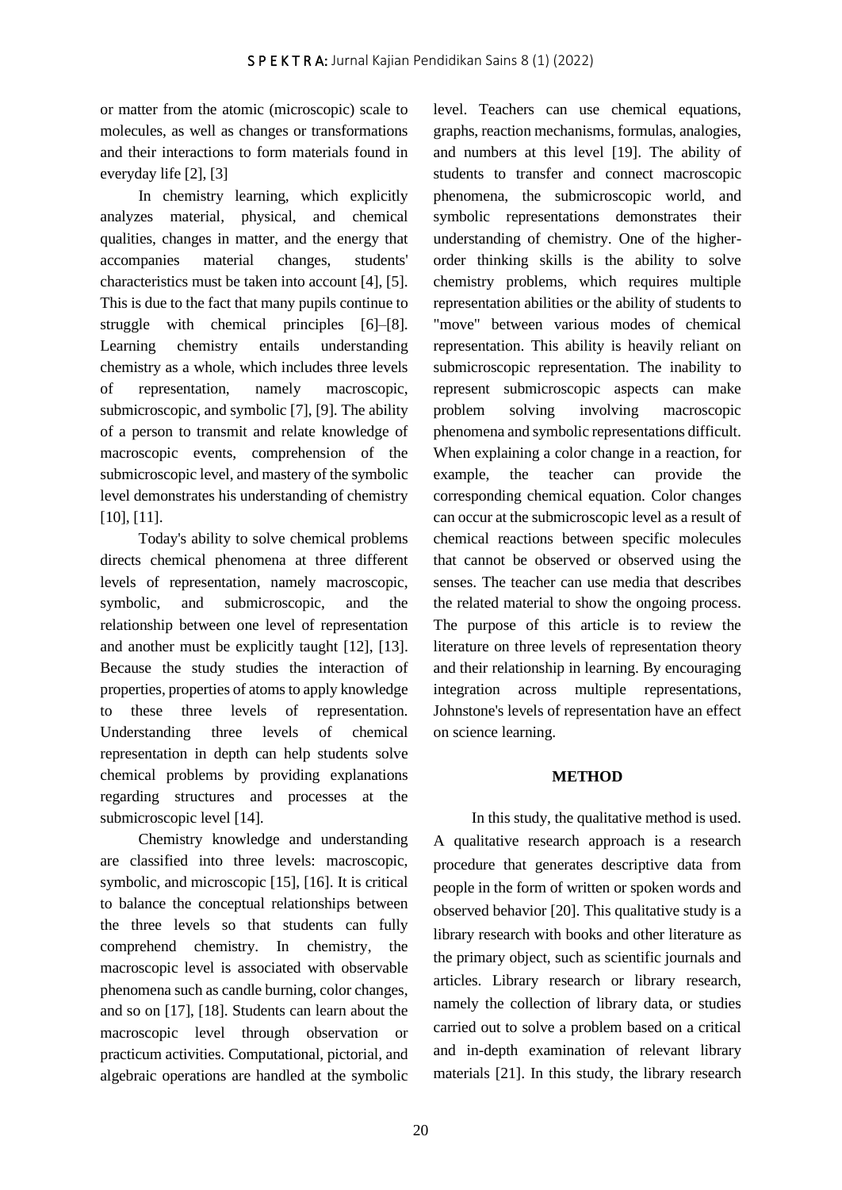or matter from the atomic (microscopic) scale to molecules, as well as changes or transformations and their interactions to form materials found in everyday life [2], [3]

In chemistry learning, which explicitly analyzes material, physical, and chemical qualities, changes in matter, and the energy that accompanies material changes, students' characteristics must be taken into account [4], [5]. This is due to the fact that many pupils continue to struggle with chemical principles [6]–[8]. Learning chemistry entails understanding chemistry as a whole, which includes three levels of representation, namely macroscopic, submicroscopic, and symbolic [7], [9]. The ability of a person to transmit and relate knowledge of macroscopic events, comprehension of the submicroscopic level, and mastery of the symbolic level demonstrates his understanding of chemistry [10], [11].

Today's ability to solve chemical problems directs chemical phenomena at three different levels of representation, namely macroscopic, symbolic, and submicroscopic, and the relationship between one level of representation and another must be explicitly taught [12], [13]. Because the study studies the interaction of properties, properties of atoms to apply knowledge to these three levels of representation. Understanding three levels of chemical representation in depth can help students solve chemical problems by providing explanations regarding structures and processes at the submicroscopic level [14].

Chemistry knowledge and understanding are classified into three levels: macroscopic, symbolic, and microscopic [15], [16]. It is critical to balance the conceptual relationships between the three levels so that students can fully comprehend chemistry. In chemistry, the macroscopic level is associated with observable phenomena such as candle burning, color changes, and so on [17], [18]. Students can learn about the macroscopic level through observation or practicum activities. Computational, pictorial, and algebraic operations are handled at the symbolic level. Teachers can use chemical equations, graphs, reaction mechanisms, formulas, analogies, and numbers at this level [19]. The ability of students to transfer and connect macroscopic phenomena, the submicroscopic world, and symbolic representations demonstrates their understanding of chemistry. One of the higher-order thinking skills is the ability to solve chemistry problems, which requires multiple representation abilities or the ability of students to "move" between various modes of chemical representation. This ability is heavily reliant on submicroscopic representation. The inability to represent submicroscopic aspects can make problem solving involving macroscopic phenomena and symbolic representations difficult. When explaining a color change in a reaction, for example, the teacher can provide the corresponding chemical equation. Color changes can occur at the submicroscopic level as a result of chemical reactions between specific molecules that cannot be observed or observed using the senses. The teacher can use media that describes the related material to show the ongoing process. The purpose of this article is to review the literature on three levels of representation theory and their relationship in learning. By encouraging integration across multiple representations, Johnstone's levels of representation have an effect on science learning.

## METHOD

In this study, the qualitative method is used. A qualitative research approach is a research procedure that generates descriptive data from people in the form of written or spoken words and observed behavior [20]. This qualitative study is a library research with books and other literature as the primary object, such as scientific journals and articles. Library research or library research, namely the collection of library data, or studies carried out to solve a problem based on a critical and in-depth examination of relevant library materials [21]. In this study, the library research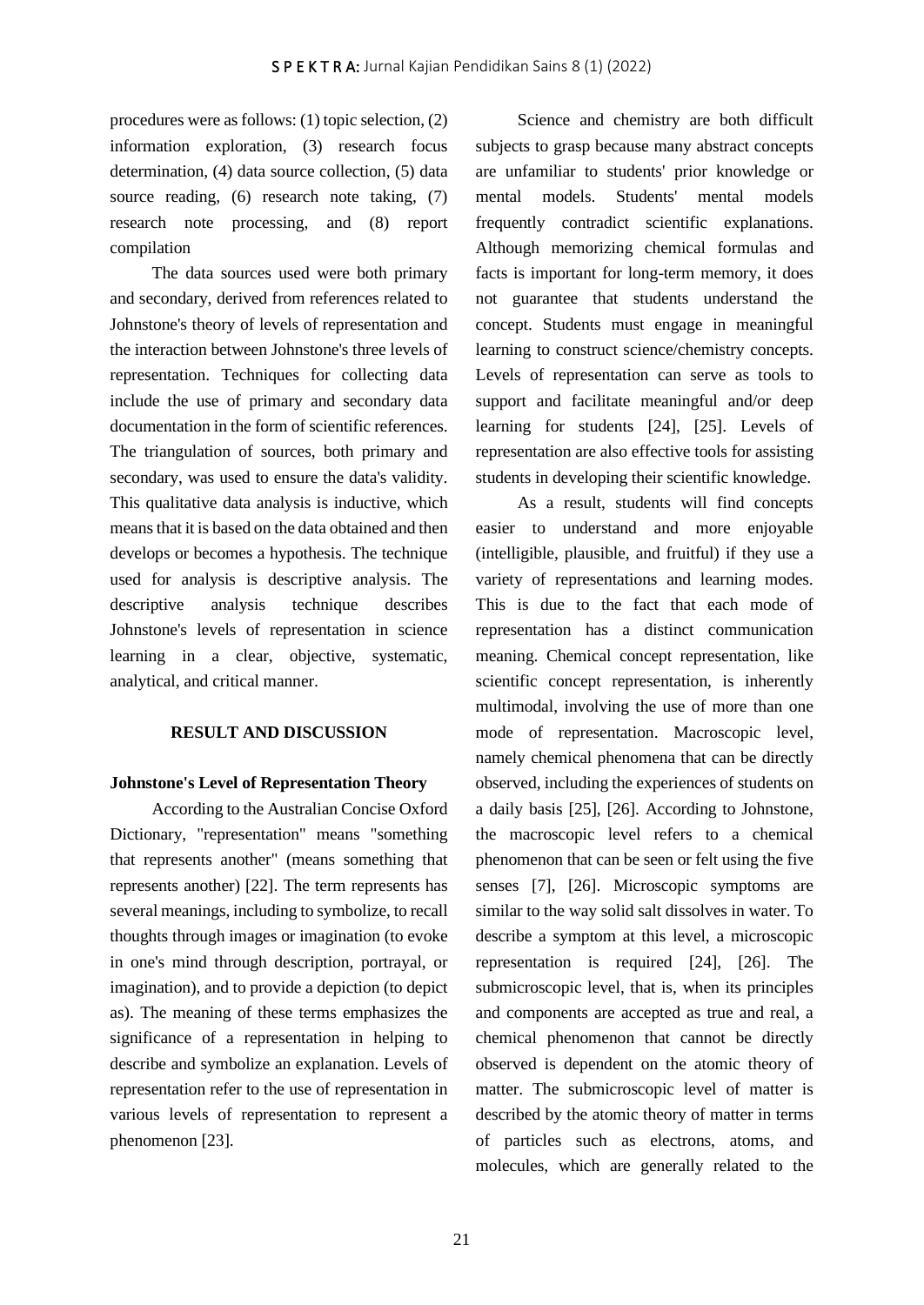procedures were as follows: (1) topic selection, (2) information exploration, (3) research focus determination, (4) data source collection, (5) data source reading, (6) research note taking, (7) research note processing, and (8) report compilation

The data sources used were both primary and secondary, derived from references related to Johnstone's theory of levels of representation and the interaction between Johnstone's three levels of representation. Techniques for collecting data include the use of primary and secondary data documentation in the form of scientific references. The triangulation of sources, both primary and secondary, was used to ensure the data's validity. This qualitative data analysis is inductive, which means that it is based on the data obtained and then develops or becomes a hypothesis. The technique used for analysis is descriptive analysis. The descriptive analysis technique describes Johnstone's levels of representation in science learning in a clear, objective, systematic, analytical, and critical manner.

## RESULT AND DISCUSSION

### Johnstone's Level of Representation Theory

According to the Australian Concise Oxford Dictionary, "representation" means "something that represents another" (means something that represents another) [22]. The term represents has several meanings, including to symbolize, to recall thoughts through images or imagination (to evoke in one's mind through description, portrayal, or imagination), and to provide a depiction (to depict as). The meaning of these terms emphasizes the significance of a representation in helping to describe and symbolize an explanation. Levels of representation refer to the use of representation in various levels of representation to represent a phenomenon [23].

Science and chemistry are both difficult subjects to grasp because many abstract concepts are unfamiliar to students' prior knowledge or mental models. Students' mental models frequently contradict scientific explanations. Although memorizing chemical formulas and facts is important for long-term memory, it does not guarantee that students understand the concept. Students must engage in meaningful learning to construct science/chemistry concepts. Levels of representation can serve as tools to support and facilitate meaningful and/or deep learning for students [24], [25]. Levels of representation are also effective tools for assisting students in developing their scientific knowledge.

As a result, students will find concepts easier to understand and more enjoyable (intelligible, plausible, and fruitful) if they use a variety of representations and learning modes. This is due to the fact that each mode of representation has a distinct communication meaning. Chemical concept representation, like scientific concept representation, is inherently multimodal, involving the use of more than one mode of representation. Macroscopic level, namely chemical phenomena that can be directly observed, including the experiences of students on a daily basis [25], [26]. According to Johnstone, the macroscopic level refers to a chemical phenomenon that can be seen or felt using the five senses [7], [26]. Microscopic symptoms are similar to the way solid salt dissolves in water. To describe a symptom at this level, a microscopic representation is required [24], [26]. The submicroscopic level, that is, when its principles and components are accepted as true and real, a chemical phenomenon that cannot be directly observed is dependent on the atomic theory of matter. The submicroscopic level of matter is described by the atomic theory of matter in terms of particles such as electrons, atoms, and molecules, which are generally related to the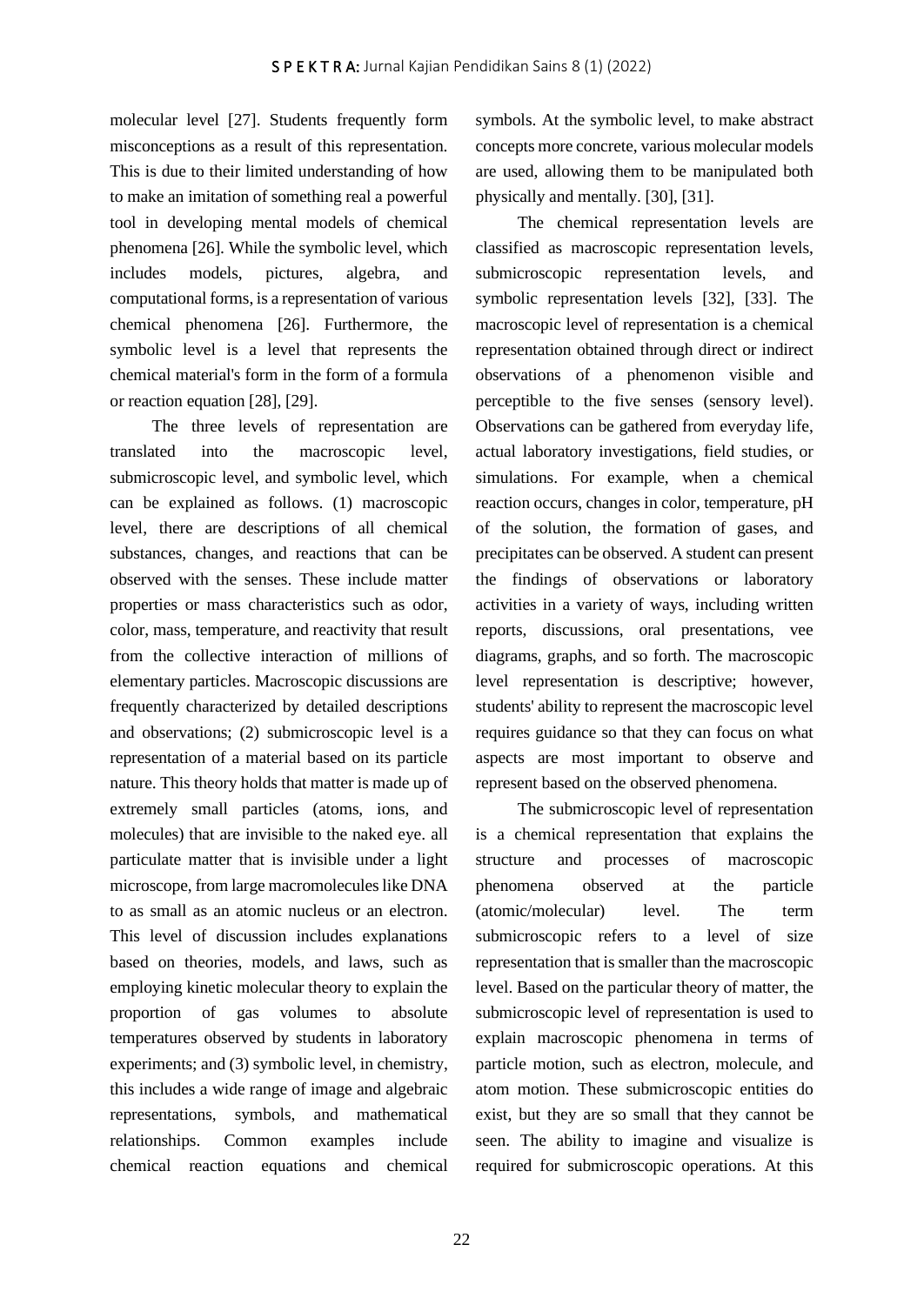molecular level [27]. Students frequently form misconceptions as a result of this representation. This is due to their limited understanding of how to make an imitation of something real a powerful tool in developing mental models of chemical phenomena [26]. While the symbolic level, which includes models, pictures, algebra, and computational forms, is a representation of various chemical phenomena [26]. Furthermore, the symbolic level is a level that represents the chemical material's form in the form of a formula or reaction equation [28], [29].

The three levels of representation are translated into the macroscopic level, submicroscopic level, and symbolic level, which can be explained as follows. (1) macroscopic level, there are descriptions of all chemical substances, changes, and reactions that can be observed with the senses. These include matter properties or mass characteristics such as odor, color, mass, temperature, and reactivity that result from the collective interaction of millions of elementary particles. Macroscopic discussions are frequently characterized by detailed descriptions and observations; (2) submicroscopic level is a representation of a material based on its particle nature. This theory holds that matter is made up of extremely small particles (atoms, ions, and molecules) that are invisible to the naked eye. all particulate matter that is invisible under a light microscope, from large macromolecules like DNA to as small as an atomic nucleus or an electron. This level of discussion includes explanations based on theories, models, and laws, such as employing kinetic molecular theory to explain the proportion of gas volumes to absolute temperatures observed by students in laboratory experiments; and (3) symbolic level, in chemistry, this includes a wide range of image and algebraic representations, symbols, and mathematical relationships. Common examples include chemical reaction equations and chemical symbols. At the symbolic level, to make abstract concepts more concrete, various molecular models are used, allowing them to be manipulated both physically and mentally. [30], [31].

The chemical representation levels are classified as macroscopic representation levels, submicroscopic representation levels, and symbolic representation levels [32], [33]. The macroscopic level of representation is a chemical representation obtained through direct or indirect observations of a phenomenon visible and perceptible to the five senses (sensory level). Observations can be gathered from everyday life, actual laboratory investigations, field studies, or simulations. For example, when a chemical reaction occurs, changes in color, temperature, pH of the solution, the formation of gases, and precipitates can be observed. A student can present the findings of observations or laboratory activities in a variety of ways, including written reports, discussions, oral presentations, vee diagrams, graphs, and so forth. The macroscopic level representation is descriptive; however, students' ability to represent the macroscopic level requires guidance so that they can focus on what aspects are most important to observe and represent based on the observed phenomena.

The submicroscopic level of representation is a chemical representation that explains the structure and processes of macroscopic phenomena observed at the particle (atomic/molecular) level. The term submicroscopic refers to a level of size representation that is smaller than the macroscopic level. Based on the particular theory of matter, the submicroscopic level of representation is used to explain macroscopic phenomena in terms of particle motion, such as electron, molecule, and atom motion. These submicroscopic entities do exist, but they are so small that they cannot be seen. The ability to imagine and visualize is required for submicroscopic operations. At this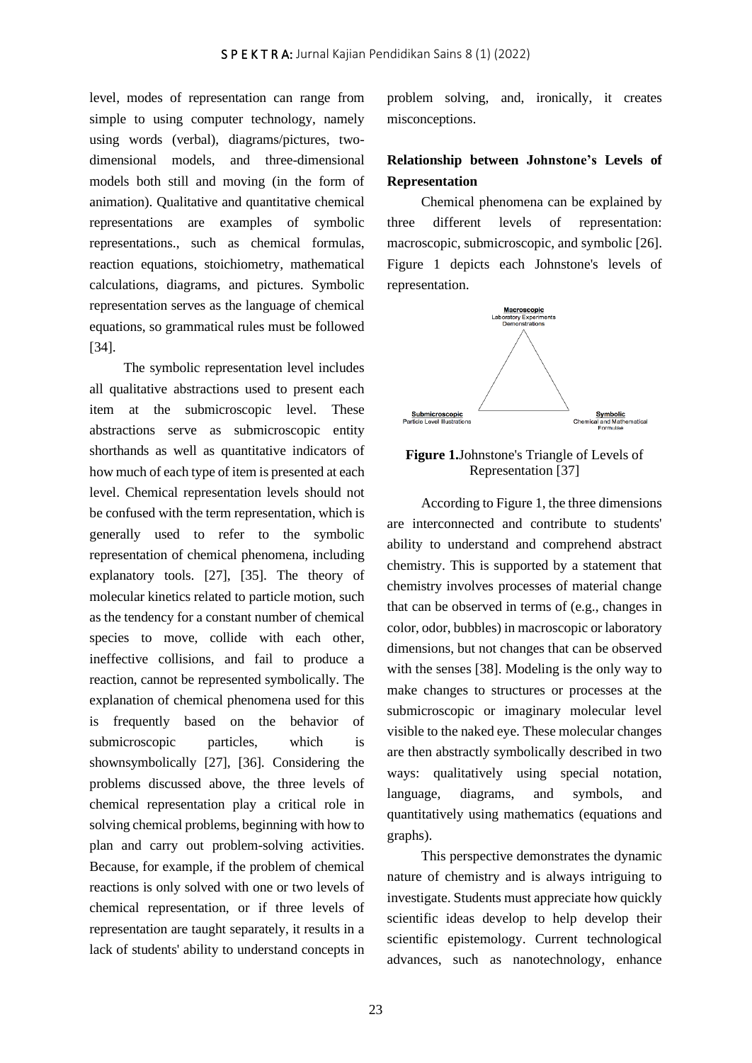level, modes of representation can range from simple to using computer technology, namely using words (verbal), diagrams/pictures, two-dimensional models, and three-dimensional models both still and moving (in the form of animation). Qualitative and quantitative chemical representations are examples of symbolic representations., such as chemical formulas, reaction equations, stoichiometry, mathematical calculations, diagrams, and pictures. Symbolic representation serves as the language of chemical equations, so grammatical rules must be followed [34].

The symbolic representation level includes all qualitative abstractions used to present each item at the submicroscopic level. These abstractions serve as submicroscopic entity shorthands as well as quantitative indicators of how much of each type of item is presented at each level. Chemical representation levels should not be confused with the term representation, which is generally used to refer to the symbolic representation of chemical phenomena, including explanatory tools. [27], [35]. The theory of molecular kinetics related to particle motion, such as the tendency for a constant number of chemical species to move, collide with each other, ineffective collisions, and fail to produce a reaction, cannot be represented symbolically. The explanation of chemical phenomena used for this is frequently based on the behavior of submicroscopic particles, which is shownsymbolically [27], [36]. Considering the problems discussed above, the three levels of chemical representation play a critical role in solving chemical problems, beginning with how to plan and carry out problem-solving activities. Because, for example, if the problem of chemical reactions is only solved with one or two levels of chemical representation, or if three levels of representation are taught separately, it results in a lack of students' ability to understand concepts in problem solving, and, ironically, it creates misconceptions.

## Relationship between Johnstone's Levels of Representation

Chemical phenomena can be explained by three different levels of representation: macroscopic, submicroscopic, and symbolic [26]. Figure 1 depicts each Johnstone's levels of representation.

**Macroscopic**
Laboratory Experiments
Demonstrations

**Submicroscopic**
Particle Level Illustrations

**Symbolic**
Chemical and Mathematical Formulae

**Figure 1.** Johnstone's Triangle of Levels of Representation [37]

According to Figure 1, the three dimensions are interconnected and contribute to students' ability to understand and comprehend abstract chemistry. This is supported by a statement that chemistry involves processes of material change that can be observed in terms of (e.g., changes in color, odor, bubbles) in macroscopic or laboratory dimensions, but not changes that can be observed with the senses [38]. Modeling is the only way to make changes to structures or processes at the submicroscopic or imaginary molecular level visible to the naked eye. These molecular changes are then abstractly symbolically described in two ways: qualitatively using special notation, language, diagrams, and symbols, and quantitatively using mathematics (equations and graphs).

This perspective demonstrates the dynamic nature of chemistry and is always intriguing to investigate. Students must appreciate how quickly scientific ideas develop to help develop their scientific epistemology. Current technological advances, such as nanotechnology, enhance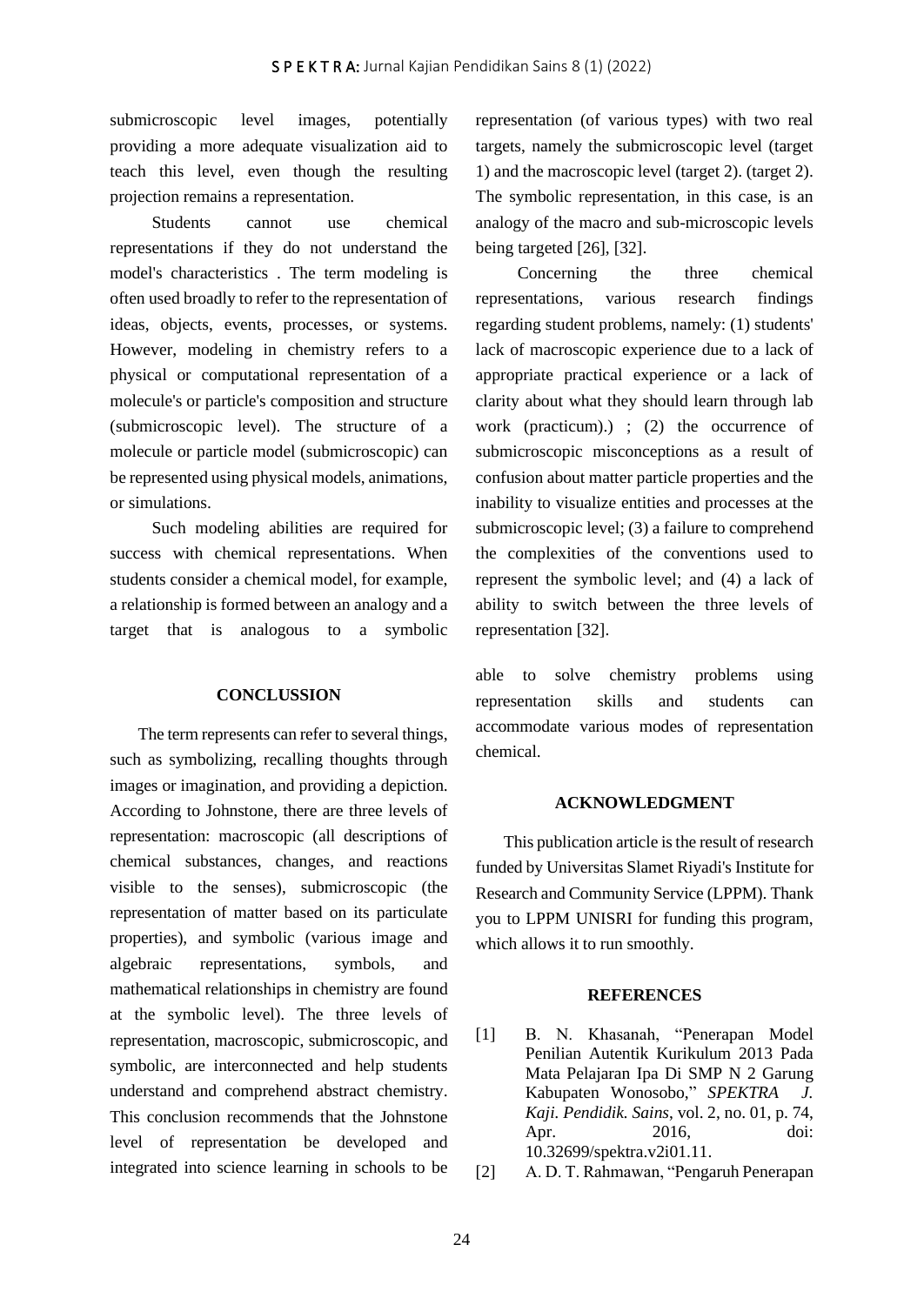submicroscopic level images, potentially providing a more adequate visualization aid to teach this level, even though the resulting projection remains a representation.

Students cannot use chemical representations if they do not understand the model's characteristics . The term modeling is often used broadly to refer to the representation of ideas, objects, events, processes, or systems. However, modeling in chemistry refers to a physical or computational representation of a molecule's or particle's composition and structure (submicroscopic level). The structure of a molecule or particle model (submicroscopic) can be represented using physical models, animations, or simulations.

Such modeling abilities are required for success with chemical representations. When students consider a chemical model, for example, a relationship is formed between an analogy and a target that is analogous to a symbolic representation (of various types) with two real targets, namely the submicroscopic level (target 1) and the macroscopic level (target 2). (target 2). The symbolic representation, in this case, is an analogy of the macro and sub-microscopic levels being targeted [26], [32].

Concerning the three chemical representations, various research findings regarding student problems, namely: (1) students' lack of macroscopic experience due to a lack of appropriate practical experience or a lack of clarity about what they should learn through lab work (practicum).) ; (2) the occurrence of submicroscopic misconceptions as a result of confusion about matter particle properties and the inability to visualize entities and processes at the submicroscopic level; (3) a failure to comprehend the complexities of the conventions used to represent the symbolic level; and (4) a lack of ability to switch between the three levels of representation [32].

## CONCLUSSION

The term represents can refer to several things, such as symbolizing, recalling thoughts through images or imagination, and providing a depiction. According to Johnstone, there are three levels of representation: macroscopic (all descriptions of chemical substances, changes, and reactions visible to the senses), submicroscopic (the representation of matter based on its particulate properties), and symbolic (various image and algebraic representations, symbols, and mathematical relationships in chemistry are found at the symbolic level). The three levels of representation, macroscopic, submicroscopic, and symbolic, are interconnected and help students understand and comprehend abstract chemistry. This conclusion recommends that the Johnstone level of representation be developed and integrated into science learning in schools to be able to solve chemistry problems using representation skills and students can accommodate various modes of representation chemical.

## ACKNOWLEDGMENT

This publication article is the result of research funded by Universitas Slamet Riyadi's Institute for Research and Community Service (LPPM). Thank you to LPPM UNISRI for funding this program, which allows it to run smoothly.

## REFERENCES

[1] B. N. Khasanah, "Penerapan Model Penilian Autentik Kurikulum 2013 Pada Mata Pelajaran Ipa Di SMP N 2 Garung Kabupaten Wonosobo," *SPEKTRA J. Kaji. Pendidik. Sains*, vol. 2, no. 01, p. 74, Apr. 2016, doi: 10.32699/spektra.v2i01.11.

[2] A. D. T. Rahmawan, "Pengaruh Penerapan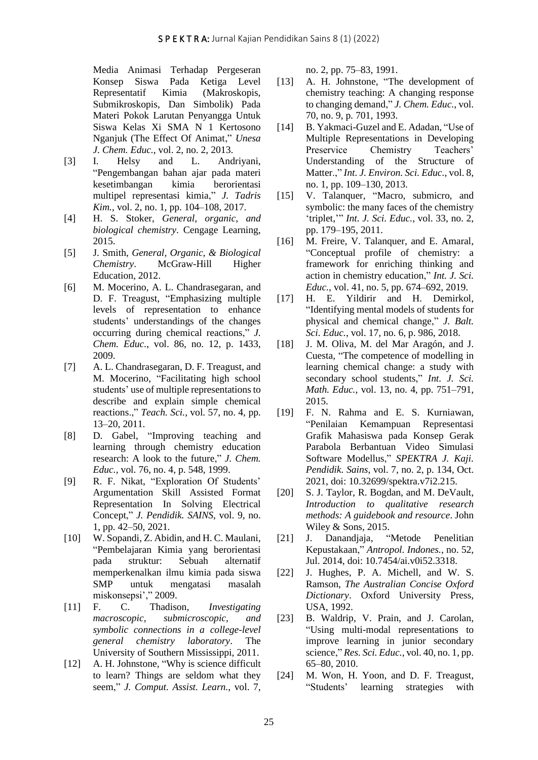Media Animasi Terhadap Pergeseran Konsep Siswa Pada Ketiga Level Representatif Kimia (Makroskopis, Submikroskopis, Dan Simbolik) Pada Materi Pokok Larutan Penyangga Untuk Siswa Kelas Xi SMA N 1 Kertosono Nganjuk (The Effect Of Animat," *Unesa J. Chem. Educ.*, vol. 2, no. 2, 2013.

[3] I. Helsy and L. Andriyani, "Pengembangan bahan ajar pada materi kesetimbangan kimia berorientasi multipel representasi kimia," *J. Tadris Kim.*, vol. 2, no. 1, pp. 104–108, 2017.

[4] H. S. Stoker, *General, organic, and biological chemistry*. Cengage Learning, 2015.

[5] J. Smith, *General, Organic, & Biological Chemistry*. McGraw-Hill Higher Education, 2012.

[6] M. Mocerino, A. L. Chandrasegaran, and D. F. Treagust, "Emphasizing multiple levels of representation to enhance students' understandings of the changes occurring during chemical reactions," *J. Chem. Educ.*, vol. 86, no. 12, p. 1433, 2009.

[7] A. L. Chandrasegaran, D. F. Treagust, and M. Mocerino, "Facilitating high school students' use of multiple representations to describe and explain simple chemical reactions.," *Teach. Sci.*, vol. 57, no. 4, pp. 13–20, 2011.

[8] D. Gabel, "Improving teaching and learning through chemistry education research: A look to the future," *J. Chem. Educ.*, vol. 76, no. 4, p. 548, 1999.

[9] R. F. Nikat, "Exploration Of Students' Argumentation Skill Assisted Format Representation In Solving Electrical Concept," *J. Pendidik. SAINS*, vol. 9, no. 1, pp. 42–50, 2021.

[10] W. Sopandi, Z. Abidin, and H. C. Maulani, "Pembelajaran Kimia yang berorientasi pada struktur: Sebuah alternatif memperkenalkan ilmu kimia pada siswa SMP untuk mengatasi masalah miskonsepsi'," 2009.

[11] F. C. Thadison, *Investigating macroscopic, submicroscopic, and symbolic connections in a college-level general chemistry laboratory*. The University of Southern Mississippi, 2011.

[12] A. H. Johnstone, "Why is science difficult to learn? Things are seldom what they seem," *J. Comput. Assist. Learn.*, vol. 7, no. 2, pp. 75–83, 1991.

[13] A. H. Johnstone, "The development of chemistry teaching: A changing response to changing demand," *J. Chem. Educ.*, vol. 70, no. 9, p. 701, 1993.

[14] B. Yakmaci-Guzel and E. Adadan, "Use of Multiple Representations in Developing Preservice Chemistry Teachers' Understanding of the Structure of Matter.," *Int. J. Environ. Sci. Educ.*, vol. 8, no. 1, pp. 109–130, 2013.

[15] V. Talanquer, "Macro, submicro, and symbolic: the many faces of the chemistry 'triplet,'" *Int. J. Sci. Educ.*, vol. 33, no. 2, pp. 179–195, 2011.

[16] M. Freire, V. Talanquer, and E. Amaral, "Conceptual profile of chemistry: a framework for enriching thinking and action in chemistry education," *Int. J. Sci. Educ.*, vol. 41, no. 5, pp. 674–692, 2019.

[17] H. E. Yildirir and H. Demirkol, "Identifying mental models of students for physical and chemical change," *J. Balt. Sci. Educ.*, vol. 17, no. 6, p. 986, 2018.

[18] J. M. Oliva, M. del Mar Aragón, and J. Cuesta, "The competence of modelling in learning chemical change: a study with secondary school students," *Int. J. Sci. Math. Educ.*, vol. 13, no. 4, pp. 751–791, 2015.

[19] F. N. Rahma and E. S. Kurniawan, "Penilaian Kemampuan Representasi Grafik Mahasiswa pada Konsep Gerak Parabola Berbantuan Video Simulasi Software Modellus," *SPEKTRA J. Kaji. Pendidik. Sains*, vol. 7, no. 2, p. 134, Oct. 2021, doi: 10.32699/spektra.v7i2.215.

[20] S. J. Taylor, R. Bogdan, and M. DeVault, *Introduction to qualitative research methods: A guidebook and resource*. John Wiley & Sons, 2015.

[21] J. Danandjaja, "Metode Penelitian Kepustakaan," *Antropol. Indones.*, no. 52, Jul. 2014, doi: 10.7454/ai.v0i52.3318.

[22] J. Hughes, P. A. Michell, and W. S. Ramson, *The Australian Concise Oxford Dictionary*. Oxford University Press, USA, 1992.

[23] B. Waldrip, V. Prain, and J. Carolan, "Using multi-modal representations to improve learning in junior secondary science," *Res. Sci. Educ.*, vol. 40, no. 1, pp. 65–80, 2010.

[24] M. Won, H. Yoon, and D. F. Treagust, "Students' learning strategies with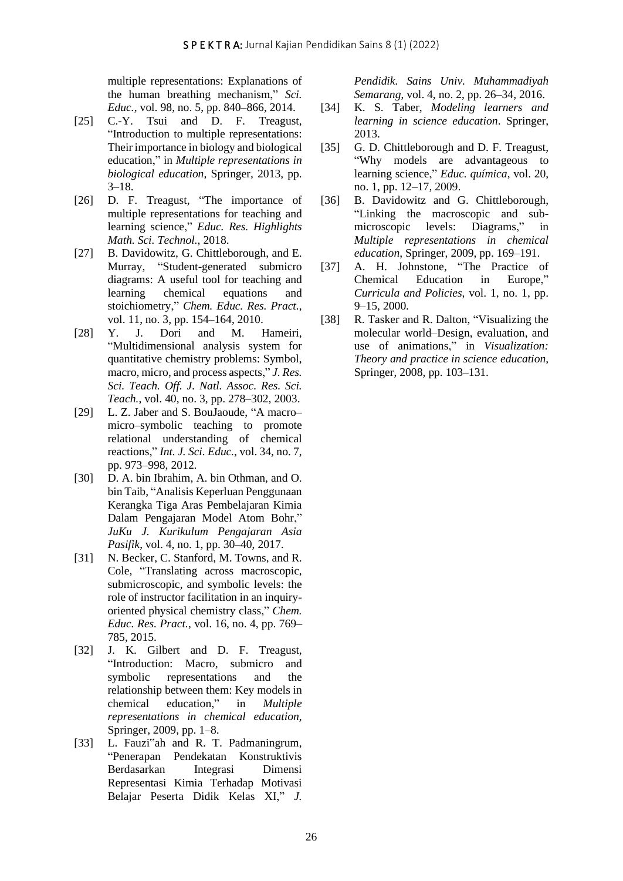multiple representations: Explanations of the human breathing mechanism," *Sci. Educ.*, vol. 98, no. 5, pp. 840–866, 2014.

[25] C.-Y. Tsui and D. F. Treagust, "Introduction to multiple representations: Their importance in biology and biological education," in *Multiple representations in biological education*, Springer, 2013, pp. 3–18.

[26] D. F. Treagust, "The importance of multiple representations for teaching and learning science," *Educ. Res. Highlights Math. Sci. Technol.*, 2018.

[27] B. Davidowitz, G. Chittleborough, and E. Murray, "Student-generated submicro diagrams: A useful tool for teaching and learning chemical equations and stoichiometry," *Chem. Educ. Res. Pract.*, vol. 11, no. 3, pp. 154–164, 2010.

[28] Y. J. Dori and M. Hameiri, "Multidimensional analysis system for quantitative chemistry problems: Symbol, macro, micro, and process aspects," *J. Res. Sci. Teach. Off. J. Natl. Assoc. Res. Sci. Teach.*, vol. 40, no. 3, pp. 278–302, 2003.

[29] L. Z. Jaber and S. BouJaoude, "A macro–micro–symbolic teaching to promote relational understanding of chemical reactions," *Int. J. Sci. Educ.*, vol. 34, no. 7, pp. 973–998, 2012.

[30] D. A. bin Ibrahim, A. bin Othman, and O. bin Taib, "Analisis Keperluan Penggunaan Kerangka Tiga Aras Pembelajaran Kimia Dalam Pengajaran Model Atom Bohr," *JuKu J. Kurikulum Pengajaran Asia Pasifik*, vol. 4, no. 1, pp. 30–40, 2017.

[31] N. Becker, C. Stanford, M. Towns, and R. Cole, "Translating across macroscopic, submicroscopic, and symbolic levels: the role of instructor facilitation in an inquiry-oriented physical chemistry class," *Chem. Educ. Res. Pract.*, vol. 16, no. 4, pp. 769–785, 2015.

[32] J. K. Gilbert and D. F. Treagust, "Introduction: Macro, submicro and symbolic representations and the relationship between them: Key models in chemical education," in *Multiple representations in chemical education*, Springer, 2009, pp. 1–8.

[33] L. Fauzi‟ah and R. T. Padmaningrum, "Penerapan Pendekatan Konstruktivis Berdasarkan Integrasi Dimensi Representasi Kimia Terhadap Motivasi Belajar Peserta Didik Kelas XI," *J. Pendidik. Sains Univ. Muhammadiyah Semarang*, vol. 4, no. 2, pp. 26–34, 2016.

[34] K. S. Taber, *Modeling learners and learning in science education*. Springer, 2013.

[35] G. D. Chittleborough and D. F. Treagust, "Why models are advantageous to learning science," *Educ. química*, vol. 20, no. 1, pp. 12–17, 2009.

[36] B. Davidowitz and G. Chittleborough, "Linking the macroscopic and sub-microscopic levels: Diagrams," in *Multiple representations in chemical education*, Springer, 2009, pp. 169–191.

[37] A. H. Johnstone, "The Practice of Chemical Education in Europe," *Curricula and Policies*, vol. 1, no. 1, pp. 9–15, 2000.

[38] R. Tasker and R. Dalton, "Visualizing the molecular world–Design, evaluation, and use of animations," in *Visualization: Theory and practice in science education*, Springer, 2008, pp. 103–131.